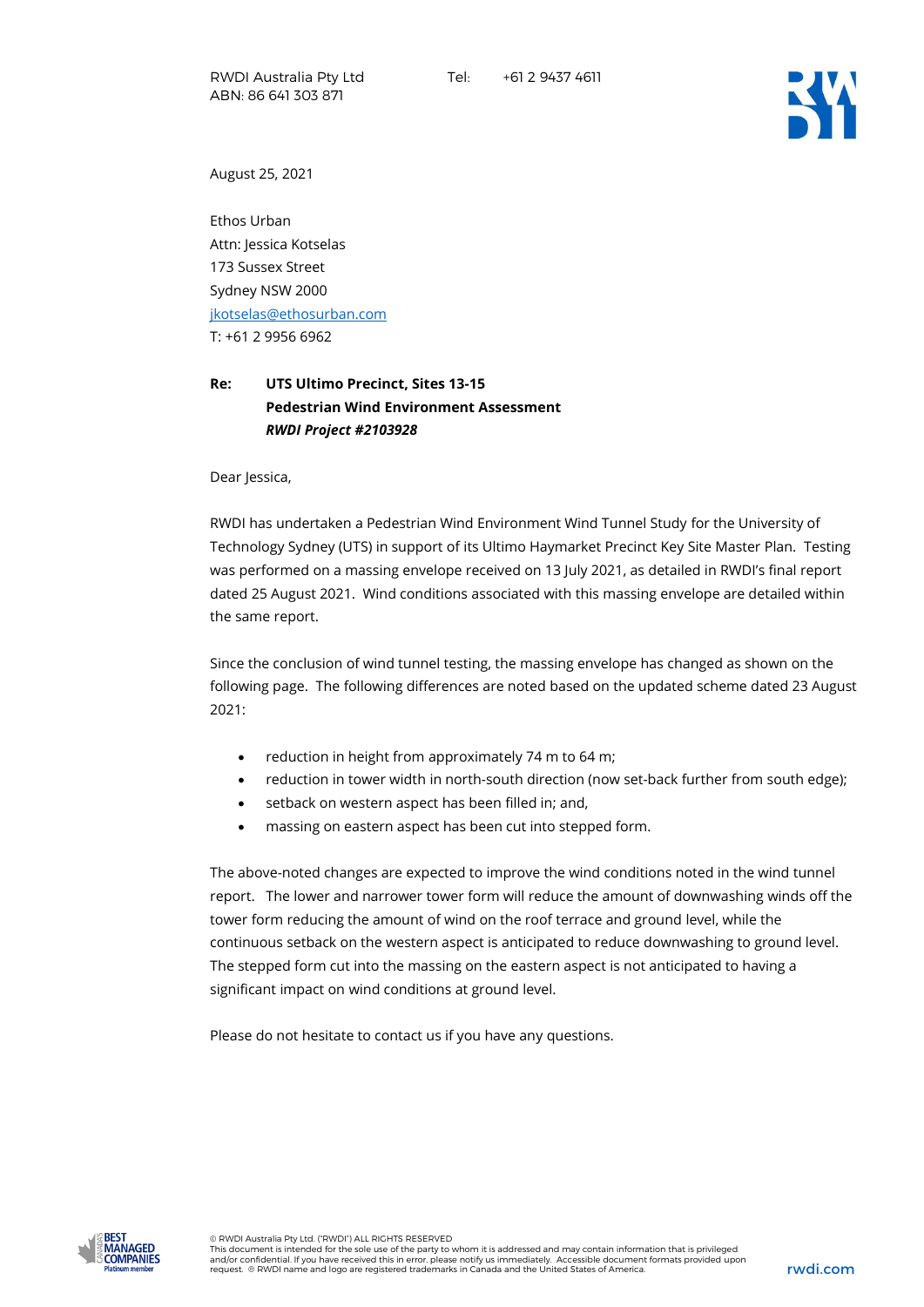RWDI Australia Pty Ltd
ABN: 86 641 303 871

Tel: +61 2 9437 4611

August 25, 2021

Ethos Urban
Attn: Jessica Kotselas
173 Sussex Street
Sydney NSW 2000
jkotselas@ethosurban.com
T: +61 2 9956 6962

**Re: UTS Ultimo Precinct, Sites 13-15**
**Pedestrian Wind Environment Assessment**
***RWDI Project #2103928***

Dear Jessica,

RWDI has undertaken a Pedestrian Wind Environment Wind Tunnel Study for the University of Technology Sydney (UTS) in support of its Ultimo Haymarket Precinct Key Site Master Plan. Testing was performed on a massing envelope received on 13 July 2021, as detailed in RWDI's final report dated 25 August 2021. Wind conditions associated with this massing envelope are detailed within the same report.

Since the conclusion of wind tunnel testing, the massing envelope has changed as shown on the following page. The following differences are noted based on the updated scheme dated 23 August 2021:

- reduction in height from approximately 74 m to 64 m;
- reduction in tower width in north-south direction (now set-back further from south edge);
- setback on western aspect has been filled in; and,
- massing on eastern aspect has been cut into stepped form.

The above-noted changes are expected to improve the wind conditions noted in the wind tunnel report. The lower and narrower tower form will reduce the amount of downwashing winds off the tower form reducing the amount of wind on the roof terrace and ground level, while the continuous setback on the western aspect is anticipated to reduce downwashing to ground level. The stepped form cut into the massing on the eastern aspect is not anticipated to having a significant impact on wind conditions at ground level.

Please do not hesitate to contact us if you have any questions.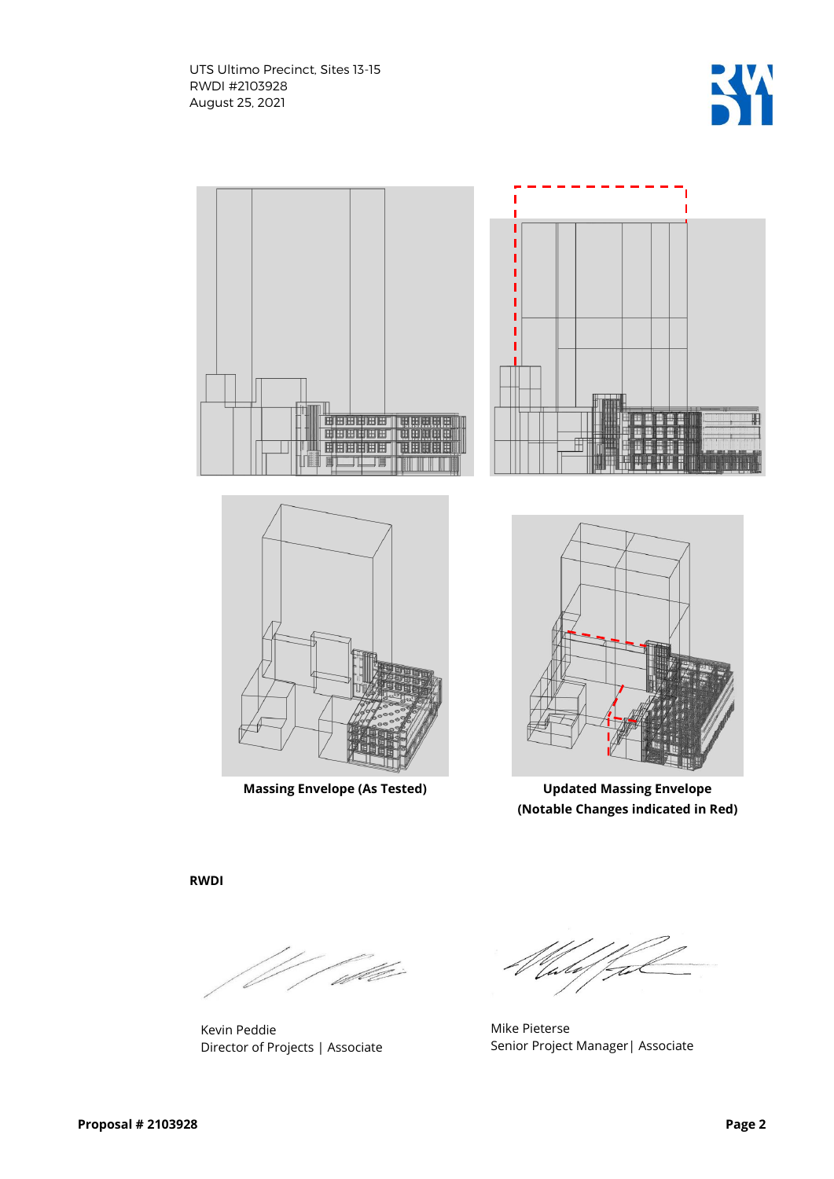**Massing Envelope (As Tested)**

**Updated Massing Envelope (Notable Changes indicated in Red)**

**RWDI**

Kevin Peddie
Director of Projects | Associate

Mike Pieterse
Senior Project Manager| Associate